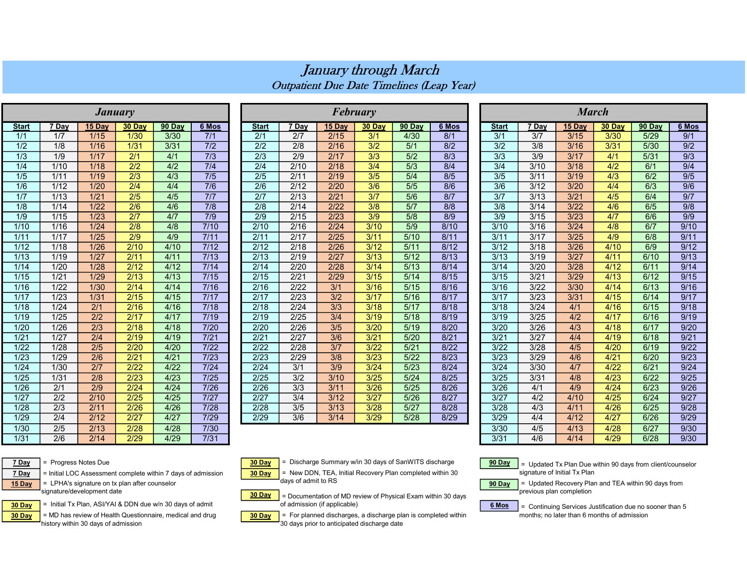# January through March

## Outpatient Due Date Timelines (Leap Year)

### January

| Start | 7 Day | 15 Day | 30 Day | 90 Day | 6 Mos |
|---|---|---|---|---|---|
| 1/1 | 1/7 | 1/15 | 1/30 | 3/30 | 7/1 |
| 1/2 | 1/8 | 1/16 | 1/31 | 3/31 | 7/2 |
| 1/3 | 1/9 | 1/17 | 2/1 | 4/1 | 7/3 |
| 1/4 | 1/10 | 1/18 | 2/2 | 4/2 | 7/4 |
| 1/5 | 1/11 | 1/19 | 2/3 | 4/3 | 7/5 |
| 1/6 | 1/12 | 1/20 | 2/4 | 4/4 | 7/6 |
| 1/7 | 1/13 | 1/21 | 2/5 | 4/5 | 7/7 |
| 1/8 | 1/14 | 1/22 | 2/6 | 4/6 | 7/8 |
| 1/9 | 1/15 | 1/23 | 2/7 | 4/7 | 7/9 |
| 1/10 | 1/16 | 1/24 | 2/8 | 4/8 | 7/10 |
| 1/11 | 1/17 | 1/25 | 2/9 | 4/9 | 7/11 |
| 1/12 | 1/18 | 1/26 | 2/10 | 4/10 | 7/12 |
| 1/13 | 1/19 | 1/27 | 2/11 | 4/11 | 7/13 |
| 1/14 | 1/20 | 1/28 | 2/12 | 4/12 | 7/14 |
| 1/15 | 1/21 | 1/29 | 2/13 | 4/13 | 7/15 |
| 1/16 | 1/22 | 1/30 | 2/14 | 4/14 | 7/16 |
| 1/17 | 1/23 | 1/31 | 2/15 | 4/15 | 7/17 |
| 1/18 | 1/24 | 2/1 | 2/16 | 4/16 | 7/18 |
| 1/19 | 1/25 | 2/2 | 2/17 | 4/17 | 7/19 |
| 1/20 | 1/26 | 2/3 | 2/18 | 4/18 | 7/20 |
| 1/21 | 1/27 | 2/4 | 2/19 | 4/19 | 7/21 |
| 1/22 | 1/28 | 2/5 | 2/20 | 4/20 | 7/22 |
| 1/23 | 1/29 | 2/6 | 2/21 | 4/21 | 7/23 |
| 1/24 | 1/30 | 2/7 | 2/22 | 4/22 | 7/24 |
| 1/25 | 1/31 | 2/8 | 2/23 | 4/23 | 7/25 |
| 1/26 | 2/1 | 2/9 | 2/24 | 4/24 | 7/26 |
| 1/27 | 2/2 | 2/10 | 2/25 | 4/25 | 7/27 |
| 1/28 | 2/3 | 2/11 | 2/26 | 4/26 | 7/28 |
| 1/29 | 2/4 | 2/12 | 2/27 | 4/27 | 7/29 |
| 1/30 | 2/5 | 2/13 | 2/28 | 4/28 | 7/30 |
| 1/31 | 2/6 | 2/14 | 2/29 | 4/29 | 7/31 |

### February

| Start | 7 Day | 15 Day | 30 Day | 90 Day | 6 Mos |
|---|---|---|---|---|---|
| 2/1 | 2/7 | 2/15 | 3/1 | 4/30 | 8/1 |
| 2/2 | 2/8 | 2/16 | 3/2 | 5/1 | 8/2 |
| 2/3 | 2/9 | 2/17 | 3/3 | 5/2 | 8/3 |
| 2/4 | 2/10 | 2/18 | 3/4 | 5/3 | 8/4 |
| 2/5 | 2/11 | 2/19 | 3/5 | 5/4 | 8/5 |
| 2/6 | 2/12 | 2/20 | 3/6 | 5/5 | 8/6 |
| 2/7 | 2/13 | 2/21 | 3/7 | 5/6 | 8/7 |
| 2/8 | 2/14 | 2/22 | 3/8 | 5/7 | 8/8 |
| 2/9 | 2/15 | 2/23 | 3/9 | 5/8 | 8/9 |
| 2/10 | 2/16 | 2/24 | 3/10 | 5/9 | 8/10 |
| 2/11 | 2/17 | 2/25 | 3/11 | 5/10 | 8/11 |
| 2/12 | 2/18 | 2/26 | 3/12 | 5/11 | 8/12 |
| 2/13 | 2/19 | 2/27 | 3/13 | 5/12 | 8/13 |
| 2/14 | 2/20 | 2/28 | 3/14 | 5/13 | 8/14 |
| 2/15 | 2/21 | 2/29 | 3/15 | 5/14 | 8/15 |
| 2/16 | 2/22 | 3/1 | 3/16 | 5/15 | 8/16 |
| 2/17 | 2/23 | 3/2 | 3/17 | 5/16 | 8/17 |
| 2/18 | 2/24 | 3/3 | 3/18 | 5/17 | 8/18 |
| 2/19 | 2/25 | 3/4 | 3/19 | 5/18 | 8/19 |
| 2/20 | 2/26 | 3/5 | 3/20 | 5/19 | 8/20 |
| 2/21 | 2/27 | 3/6 | 3/21 | 5/20 | 8/21 |
| 2/22 | 2/28 | 3/7 | 3/22 | 5/21 | 8/22 |
| 2/23 | 2/29 | 3/8 | 3/23 | 5/22 | 8/23 |
| 2/24 | 3/1 | 3/9 | 3/24 | 5/23 | 8/24 |
| 2/25 | 3/2 | 3/10 | 3/25 | 5/24 | 8/25 |
| 2/26 | 3/3 | 3/11 | 3/26 | 5/25 | 8/26 |
| 2/27 | 3/4 | 3/12 | 3/27 | 5/26 | 8/27 |
| 2/28 | 3/5 | 3/13 | 3/28 | 5/27 | 8/28 |
| 2/29 | 3/6 | 3/14 | 3/29 | 5/28 | 8/29 |

### March

| Start | 7 Day | 15 Day | 30 Day | 90 Day | 6 Mos |
|---|---|---|---|---|---|
| 3/1 | 3/7 | 3/15 | 3/30 | 5/29 | 9/1 |
| 3/2 | 3/8 | 3/16 | 3/31 | 5/30 | 9/2 |
| 3/3 | 3/9 | 3/17 | 4/1 | 5/31 | 9/3 |
| 3/4 | 3/10 | 3/18 | 4/2 | 6/1 | 9/4 |
| 3/5 | 3/11 | 3/19 | 4/3 | 6/2 | 9/5 |
| 3/6 | 3/12 | 3/20 | 4/4 | 6/3 | 9/6 |
| 3/7 | 3/13 | 3/21 | 4/5 | 6/4 | 9/7 |
| 3/8 | 3/14 | 3/22 | 4/6 | 6/5 | 9/8 |
| 3/9 | 3/15 | 3/23 | 4/7 | 6/6 | 9/9 |
| 3/10 | 3/16 | 3/24 | 4/8 | 6/7 | 9/10 |
| 3/11 | 3/17 | 3/25 | 4/9 | 6/8 | 9/11 |
| 3/12 | 3/18 | 3/26 | 4/10 | 6/9 | 9/12 |
| 3/13 | 3/19 | 3/27 | 4/11 | 6/10 | 9/13 |
| 3/14 | 3/20 | 3/28 | 4/12 | 6/11 | 9/14 |
| 3/15 | 3/21 | 3/29 | 4/13 | 6/12 | 9/15 |
| 3/16 | 3/22 | 3/30 | 4/14 | 6/13 | 9/16 |
| 3/17 | 3/23 | 3/31 | 4/15 | 6/14 | 9/17 |
| 3/18 | 3/24 | 4/1 | 4/16 | 6/15 | 9/18 |
| 3/19 | 3/25 | 4/2 | 4/17 | 6/16 | 9/19 |
| 3/20 | 3/26 | 4/3 | 4/18 | 6/17 | 9/20 |
| 3/21 | 3/27 | 4/4 | 4/19 | 6/18 | 9/21 |
| 3/22 | 3/28 | 4/5 | 4/20 | 6/19 | 9/22 |
| 3/23 | 3/29 | 4/6 | 4/21 | 6/20 | 9/23 |
| 3/24 | 3/30 | 4/7 | 4/22 | 6/21 | 9/24 |
| 3/25 | 3/31 | 4/8 | 4/23 | 6/22 | 9/25 |
| 3/26 | 4/1 | 4/9 | 4/24 | 6/23 | 9/26 |
| 3/27 | 4/2 | 4/10 | 4/25 | 6/24 | 9/27 |
| 3/28 | 4/3 | 4/11 | 4/26 | 6/25 | 9/28 |
| 3/29 | 4/4 | 4/12 | 4/27 | 6/26 | 9/29 |
| 3/30 | 4/5 | 4/13 | 4/28 | 6/27 | 9/30 |
| 3/31 | 4/6 | 4/14 | 4/29 | 6/28 | 9/30 |

**7 Day** = Progress Notes Due

**7 Day** = Initial LOC Assessment complete within 7 days of admission

**15 Day** = LPHA's signature on tx plan after counselor signature/development date

**30 Day** = Initial Tx Plan, ASI/YAI & DDN due w/n 30 days of admit

**30 Day** = MD has review of Health Questionnaire, medical and drug history within 30 days of admission

**30 Day** = Discharge Summary w/in 30 days of SanWITS discharge

**30 Day** = New DDN, TEA, Initial Recovery Plan completed within 30 days of admit to RS

**30 Day** = Documentation of MD review of Physical Exam within 30 days of admission (if applicable)

**30 Day** = For planned discharges, a discharge plan is completed within 30 days prior to anticipated discharge date

**90 Day** = Updated Tx Plan Due within 90 days from client/counselor signature of Initial Tx Plan

**90 Day** = Updated Recovery Plan and TEA within 90 days from previous plan completion

**6 Mos** = Continuing Services Justification due no sooner than 5 months; no later than 6 months of admission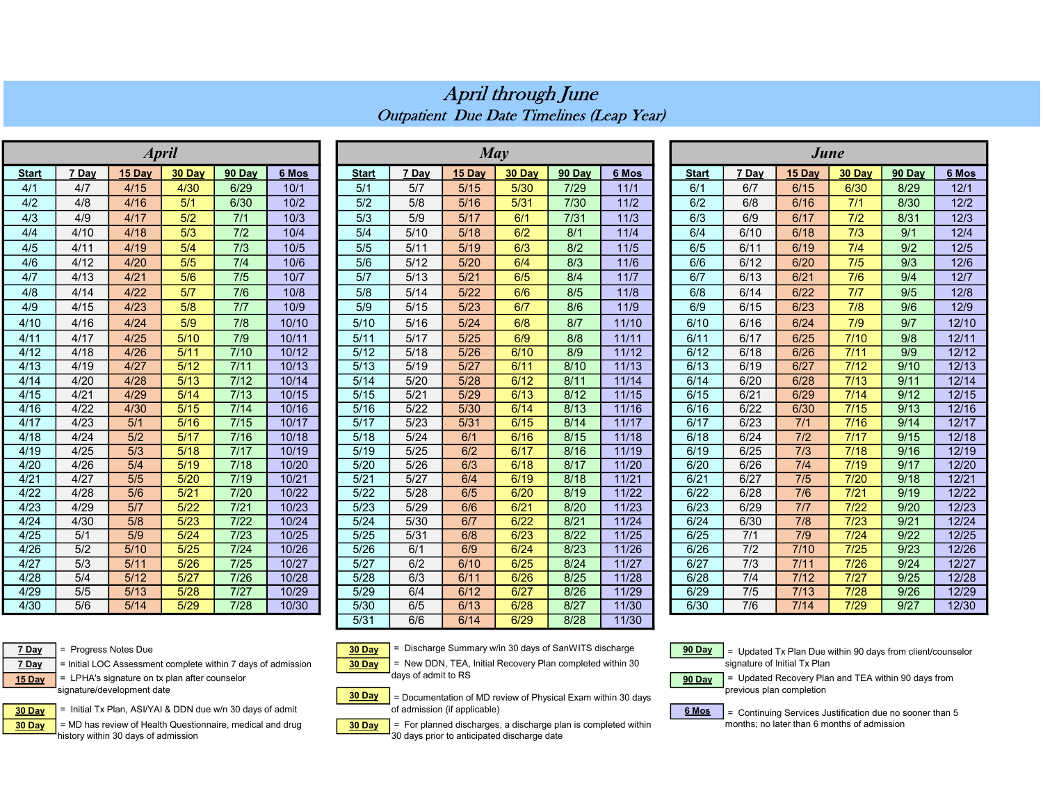# April through June

## Outpatient Due Date Timelines (Leap Year)

### April

| Start | 7 Day | 15 Day | 30 Day | 90 Day | 6 Mos |
|---|---|---|---|---|---|
| 4/1 | 4/7 | 4/15 | 4/30 | 6/29 | 10/1 |
| 4/2 | 4/8 | 4/16 | 5/1 | 6/30 | 10/2 |
| 4/3 | 4/9 | 4/17 | 5/2 | 7/1 | 10/3 |
| 4/4 | 4/10 | 4/18 | 5/3 | 7/2 | 10/4 |
| 4/5 | 4/11 | 4/19 | 5/4 | 7/3 | 10/5 |
| 4/6 | 4/12 | 4/20 | 5/5 | 7/4 | 10/6 |
| 4/7 | 4/13 | 4/21 | 5/6 | 7/5 | 10/7 |
| 4/8 | 4/14 | 4/22 | 5/7 | 7/6 | 10/8 |
| 4/9 | 4/15 | 4/23 | 5/8 | 7/7 | 10/9 |
| 4/10 | 4/16 | 4/24 | 5/9 | 7/8 | 10/10 |
| 4/11 | 4/17 | 4/25 | 5/10 | 7/9 | 10/11 |
| 4/12 | 4/18 | 4/26 | 5/11 | 7/10 | 10/12 |
| 4/13 | 4/19 | 4/27 | 5/12 | 7/11 | 10/13 |
| 4/14 | 4/20 | 4/28 | 5/13 | 7/12 | 10/14 |
| 4/15 | 4/21 | 4/29 | 5/14 | 7/13 | 10/15 |
| 4/16 | 4/22 | 4/30 | 5/15 | 7/14 | 10/16 |
| 4/17 | 4/23 | 5/1 | 5/16 | 7/15 | 10/17 |
| 4/18 | 4/24 | 5/2 | 5/17 | 7/16 | 10/18 |
| 4/19 | 4/25 | 5/3 | 5/18 | 7/17 | 10/19 |
| 4/20 | 4/26 | 5/4 | 5/19 | 7/18 | 10/20 |
| 4/21 | 4/27 | 5/5 | 5/20 | 7/19 | 10/21 |
| 4/22 | 4/28 | 5/6 | 5/21 | 7/20 | 10/22 |
| 4/23 | 4/29 | 5/7 | 5/22 | 7/21 | 10/23 |
| 4/24 | 4/30 | 5/8 | 5/23 | 7/22 | 10/24 |
| 4/25 | 5/1 | 5/9 | 5/24 | 7/23 | 10/25 |
| 4/26 | 5/2 | 5/10 | 5/25 | 7/24 | 10/26 |
| 4/27 | 5/3 | 5/11 | 5/26 | 7/25 | 10/27 |
| 4/28 | 5/4 | 5/12 | 5/27 | 7/26 | 10/28 |
| 4/29 | 5/5 | 5/13 | 5/28 | 7/27 | 10/29 |
| 4/30 | 5/6 | 5/14 | 5/29 | 7/28 | 10/30 |

### May

| Start | 7 Day | 15 Day | 30 Day | 90 Day | 6 Mos |
|---|---|---|---|---|---|
| 5/1 | 5/7 | 5/15 | 5/30 | 7/29 | 11/1 |
| 5/2 | 5/8 | 5/16 | 5/31 | 7/30 | 11/2 |
| 5/3 | 5/9 | 5/17 | 6/1 | 7/31 | 11/3 |
| 5/4 | 5/10 | 5/18 | 6/2 | 8/1 | 11/4 |
| 5/5 | 5/11 | 5/19 | 6/3 | 8/2 | 11/5 |
| 5/6 | 5/12 | 5/20 | 6/4 | 8/3 | 11/6 |
| 5/7 | 5/13 | 5/21 | 6/5 | 8/4 | 11/7 |
| 5/8 | 5/14 | 5/22 | 6/6 | 8/5 | 11/8 |
| 5/9 | 5/15 | 5/23 | 6/7 | 8/6 | 11/9 |
| 5/10 | 5/16 | 5/24 | 6/8 | 8/7 | 11/10 |
| 5/11 | 5/17 | 5/25 | 6/9 | 8/8 | 11/11 |
| 5/12 | 5/18 | 5/26 | 6/10 | 8/9 | 11/12 |
| 5/13 | 5/19 | 5/27 | 6/11 | 8/10 | 11/13 |
| 5/14 | 5/20 | 5/28 | 6/12 | 8/11 | 11/14 |
| 5/15 | 5/21 | 5/29 | 6/13 | 8/12 | 11/15 |
| 5/16 | 5/22 | 5/30 | 6/14 | 8/13 | 11/16 |
| 5/17 | 5/23 | 5/31 | 6/15 | 8/14 | 11/17 |
| 5/18 | 5/24 | 6/1 | 6/16 | 8/15 | 11/18 |
| 5/19 | 5/25 | 6/2 | 6/17 | 8/16 | 11/19 |
| 5/20 | 5/26 | 6/3 | 6/18 | 8/17 | 11/20 |
| 5/21 | 5/27 | 6/4 | 6/19 | 8/18 | 11/21 |
| 5/22 | 5/28 | 6/5 | 6/20 | 8/19 | 11/22 |
| 5/23 | 5/29 | 6/6 | 6/21 | 8/20 | 11/23 |
| 5/24 | 5/30 | 6/7 | 6/22 | 8/21 | 11/24 |
| 5/25 | 5/31 | 6/8 | 6/23 | 8/22 | 11/25 |
| 5/26 | 6/1 | 6/9 | 6/24 | 8/23 | 11/26 |
| 5/27 | 6/2 | 6/10 | 6/25 | 8/24 | 11/27 |
| 5/28 | 6/3 | 6/11 | 6/26 | 8/25 | 11/28 |
| 5/29 | 6/4 | 6/12 | 6/27 | 8/26 | 11/29 |
| 5/30 | 6/5 | 6/13 | 6/28 | 8/27 | 11/30 |
| 5/31 | 6/6 | 6/14 | 6/29 | 8/28 | 11/30 |

### June

| Start | 7 Day | 15 Day | 30 Day | 90 Day | 6 Mos |
|---|---|---|---|---|---|
| 6/1 | 6/7 | 6/15 | 6/30 | 8/29 | 12/1 |
| 6/2 | 6/8 | 6/16 | 7/1 | 8/30 | 12/2 |
| 6/3 | 6/9 | 6/17 | 7/2 | 8/31 | 12/3 |
| 6/4 | 6/10 | 6/18 | 7/3 | 9/1 | 12/4 |
| 6/5 | 6/11 | 6/19 | 7/4 | 9/2 | 12/5 |
| 6/6 | 6/12 | 6/20 | 7/5 | 9/3 | 12/6 |
| 6/7 | 6/13 | 6/21 | 7/6 | 9/4 | 12/7 |
| 6/8 | 6/14 | 6/22 | 7/7 | 9/5 | 12/8 |
| 6/9 | 6/15 | 6/23 | 7/8 | 9/6 | 12/9 |
| 6/10 | 6/16 | 6/24 | 7/9 | 9/7 | 12/10 |
| 6/11 | 6/17 | 6/25 | 7/10 | 9/8 | 12/11 |
| 6/12 | 6/18 | 6/26 | 7/11 | 9/9 | 12/12 |
| 6/13 | 6/19 | 6/27 | 7/12 | 9/10 | 12/13 |
| 6/14 | 6/20 | 6/28 | 7/13 | 9/11 | 12/14 |
| 6/15 | 6/21 | 6/29 | 7/14 | 9/12 | 12/15 |
| 6/16 | 6/22 | 6/30 | 7/15 | 9/13 | 12/16 |
| 6/17 | 6/23 | 7/1 | 7/16 | 9/14 | 12/17 |
| 6/18 | 6/24 | 7/2 | 7/17 | 9/15 | 12/18 |
| 6/19 | 6/25 | 7/3 | 7/18 | 9/16 | 12/19 |
| 6/20 | 6/26 | 7/4 | 7/19 | 9/17 | 12/20 |
| 6/21 | 6/27 | 7/5 | 7/20 | 9/18 | 12/21 |
| 6/22 | 6/28 | 7/6 | 7/21 | 9/19 | 12/22 |
| 6/23 | 6/29 | 7/7 | 7/22 | 9/20 | 12/23 |
| 6/24 | 6/30 | 7/8 | 7/23 | 9/21 | 12/24 |
| 6/25 | 7/1 | 7/9 | 7/24 | 9/22 | 12/25 |
| 6/26 | 7/2 | 7/10 | 7/25 | 9/23 | 12/26 |
| 6/27 | 7/3 | 7/11 | 7/26 | 9/24 | 12/27 |
| 6/28 | 7/4 | 7/12 | 7/27 | 9/25 | 12/28 |
| 6/29 | 7/5 | 7/13 | 7/28 | 9/26 | 12/29 |
| 6/30 | 7/6 | 7/14 | 7/29 | 9/27 | 12/30 |

**7 Day** = Progress Notes Due

**7 Day** = Initial LOC Assessment complete within 7 days of admission

**15 Day** = LPHA's signature on tx plan after counselor signature/development date

**30 Day** = Initial Tx Plan, ASI/YAI & DDN due w/n 30 days of admit

**30 Day** = MD has review of Health Questionnaire, medical and drug history within 30 days of admission

**30 Day** = Discharge Summary w/in 30 days of SanWITS discharge

**30 Day** = New DDN, TEA, Initial Recovery Plan completed within 30 days of admit to RS

**30 Day** = Documentation of MD review of Physical Exam within 30 days of admission (if applicable)

**30 Day** = For planned discharges, a discharge plan is completed within 30 days prior to anticipated discharge date

**90 Day** = Updated Tx Plan Due within 90 days from client/counselor signature of Initial Tx Plan

**90 Day** = Updated Recovery Plan and TEA within 90 days from previous plan completion

**6 Mos** = Continuing Services Justification due no sooner than 5 months; no later than 6 months of admission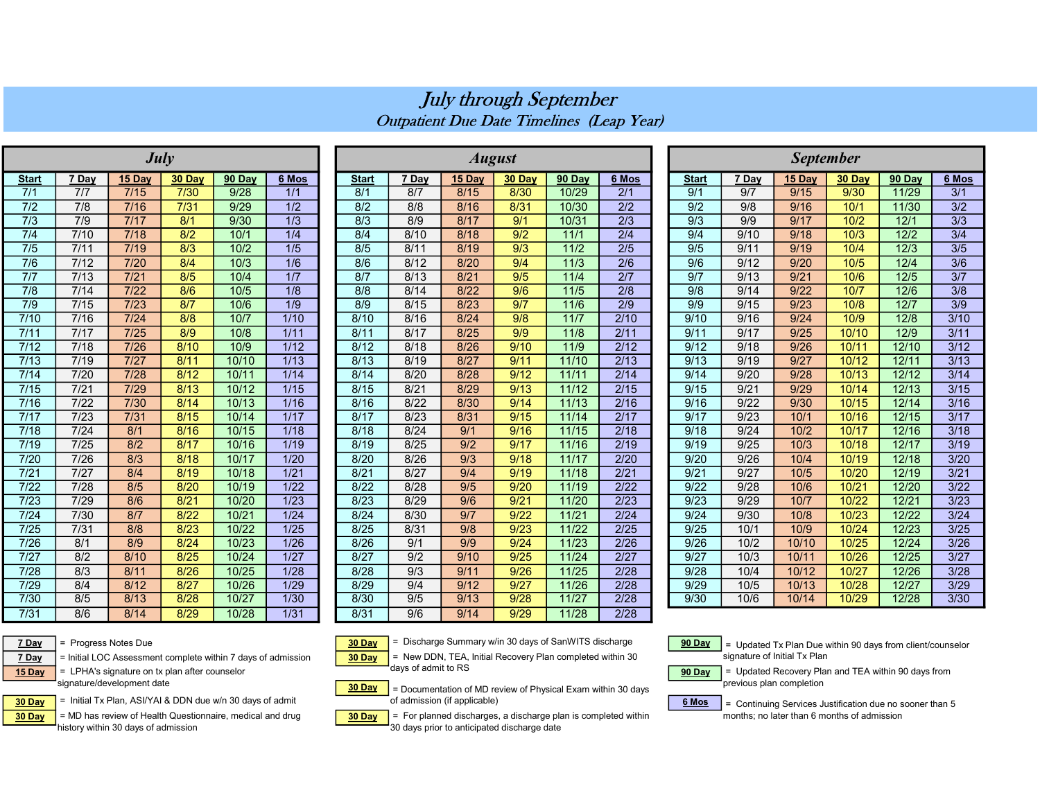# July through September

## Outpatient Due Date Timelines (Leap Year)

### July

| Start | 7 Day | 15 Day | 30 Day | 90 Day | 6 Mos |
|---|---|---|---|---|---|
| 7/1 | 7/7 | 7/15 | 7/30 | 9/28 | 1/1 |
| 7/2 | 7/8 | 7/16 | 7/31 | 9/29 | 1/2 |
| 7/3 | 7/9 | 7/17 | 8/1 | 9/30 | 1/3 |
| 7/4 | 7/10 | 7/18 | 8/2 | 10/1 | 1/4 |
| 7/5 | 7/11 | 7/19 | 8/3 | 10/2 | 1/5 |
| 7/6 | 7/12 | 7/20 | 8/4 | 10/3 | 1/6 |
| 7/7 | 7/13 | 7/21 | 8/5 | 10/4 | 1/7 |
| 7/8 | 7/14 | 7/22 | 8/6 | 10/5 | 1/8 |
| 7/9 | 7/15 | 7/23 | 8/7 | 10/6 | 1/9 |
| 7/10 | 7/16 | 7/24 | 8/8 | 10/7 | 1/10 |
| 7/11 | 7/17 | 7/25 | 8/9 | 10/8 | 1/11 |
| 7/12 | 7/18 | 7/26 | 8/10 | 10/9 | 1/12 |
| 7/13 | 7/19 | 7/27 | 8/11 | 10/10 | 1/13 |
| 7/14 | 7/20 | 7/28 | 8/12 | 10/11 | 1/14 |
| 7/15 | 7/21 | 7/29 | 8/13 | 10/12 | 1/15 |
| 7/16 | 7/22 | 7/30 | 8/14 | 10/13 | 1/16 |
| 7/17 | 7/23 | 7/31 | 8/15 | 10/14 | 1/17 |
| 7/18 | 7/24 | 8/1 | 8/16 | 10/15 | 1/18 |
| 7/19 | 7/25 | 8/2 | 8/17 | 10/16 | 1/19 |
| 7/20 | 7/26 | 8/3 | 8/18 | 10/17 | 1/20 |
| 7/21 | 7/27 | 8/4 | 8/19 | 10/18 | 1/21 |
| 7/22 | 7/28 | 8/5 | 8/20 | 10/19 | 1/22 |
| 7/23 | 7/29 | 8/6 | 8/21 | 10/20 | 1/23 |
| 7/24 | 7/30 | 8/7 | 8/22 | 10/21 | 1/24 |
| 7/25 | 7/31 | 8/8 | 8/23 | 10/22 | 1/25 |
| 7/26 | 8/1 | 8/9 | 8/24 | 10/23 | 1/26 |
| 7/27 | 8/2 | 8/10 | 8/25 | 10/24 | 1/27 |
| 7/28 | 8/3 | 8/11 | 8/26 | 10/25 | 1/28 |
| 7/29 | 8/4 | 8/12 | 8/27 | 10/26 | 1/29 |
| 7/30 | 8/5 | 8/13 | 8/28 | 10/27 | 1/30 |
| 7/31 | 8/6 | 8/14 | 8/29 | 10/28 | 1/31 |

### August

| Start | 7 Day | 15 Day | 30 Day | 90 Day | 6 Mos |
|---|---|---|---|---|---|
| 8/1 | 8/7 | 8/15 | 8/30 | 10/29 | 2/1 |
| 8/2 | 8/8 | 8/16 | 8/31 | 10/30 | 2/2 |
| 8/3 | 8/9 | 8/17 | 9/1 | 10/31 | 2/3 |
| 8/4 | 8/10 | 8/18 | 9/2 | 11/1 | 2/4 |
| 8/5 | 8/11 | 8/19 | 9/3 | 11/2 | 2/5 |
| 8/6 | 8/12 | 8/20 | 9/4 | 11/3 | 2/6 |
| 8/7 | 8/13 | 8/21 | 9/5 | 11/4 | 2/7 |
| 8/8 | 8/14 | 8/22 | 9/6 | 11/5 | 2/8 |
| 8/9 | 8/15 | 8/23 | 9/7 | 11/6 | 2/9 |
| 8/10 | 8/16 | 8/24 | 9/8 | 11/7 | 2/10 |
| 8/11 | 8/17 | 8/25 | 9/9 | 11/8 | 2/11 |
| 8/12 | 8/18 | 8/26 | 9/10 | 11/9 | 2/12 |
| 8/13 | 8/19 | 8/27 | 9/11 | 11/10 | 2/13 |
| 8/14 | 8/20 | 8/28 | 9/12 | 11/11 | 2/14 |
| 8/15 | 8/21 | 8/29 | 9/13 | 11/12 | 2/15 |
| 8/16 | 8/22 | 8/30 | 9/14 | 11/13 | 2/16 |
| 8/17 | 8/23 | 8/31 | 9/15 | 11/14 | 2/17 |
| 8/18 | 8/24 | 9/1 | 9/16 | 11/15 | 2/18 |
| 8/19 | 8/25 | 9/2 | 9/17 | 11/16 | 2/19 |
| 8/20 | 8/26 | 9/3 | 9/18 | 11/17 | 2/20 |
| 8/21 | 8/27 | 9/4 | 9/19 | 11/18 | 2/21 |
| 8/22 | 8/28 | 9/5 | 9/20 | 11/19 | 2/22 |
| 8/23 | 8/29 | 9/6 | 9/21 | 11/20 | 2/23 |
| 8/24 | 8/30 | 9/7 | 9/22 | 11/21 | 2/24 |
| 8/25 | 8/31 | 9/8 | 9/23 | 11/22 | 2/25 |
| 8/26 | 9/1 | 9/9 | 9/24 | 11/23 | 2/26 |
| 8/27 | 9/2 | 9/10 | 9/25 | 11/24 | 2/27 |
| 8/28 | 9/3 | 9/11 | 9/26 | 11/25 | 2/28 |
| 8/29 | 9/4 | 9/12 | 9/27 | 11/26 | 2/28 |
| 8/30 | 9/5 | 9/13 | 9/28 | 11/27 | 2/28 |
| 8/31 | 9/6 | 9/14 | 9/29 | 11/28 | 2/28 |

### September

| Start | 7 Day | 15 Day | 30 Day | 90 Day | 6 Mos |
|---|---|---|---|---|---|
| 9/1 | 9/7 | 9/15 | 9/30 | 11/29 | 3/1 |
| 9/2 | 9/8 | 9/16 | 10/1 | 11/30 | 3/2 |
| 9/3 | 9/9 | 9/17 | 10/2 | 12/1 | 3/3 |
| 9/4 | 9/10 | 9/18 | 10/3 | 12/2 | 3/4 |
| 9/5 | 9/11 | 9/19 | 10/4 | 12/3 | 3/5 |
| 9/6 | 9/12 | 9/20 | 10/5 | 12/4 | 3/6 |
| 9/7 | 9/13 | 9/21 | 10/6 | 12/5 | 3/7 |
| 9/8 | 9/14 | 9/22 | 10/7 | 12/6 | 3/8 |
| 9/9 | 9/15 | 9/23 | 10/8 | 12/7 | 3/9 |
| 9/10 | 9/16 | 9/24 | 10/9 | 12/8 | 3/10 |
| 9/11 | 9/17 | 9/25 | 10/10 | 12/9 | 3/11 |
| 9/12 | 9/18 | 9/26 | 10/11 | 12/10 | 3/12 |
| 9/13 | 9/19 | 9/27 | 10/12 | 12/11 | 3/13 |
| 9/14 | 9/20 | 9/28 | 10/13 | 12/12 | 3/14 |
| 9/15 | 9/21 | 9/29 | 10/14 | 12/13 | 3/15 |
| 9/16 | 9/22 | 9/30 | 10/15 | 12/14 | 3/16 |
| 9/17 | 9/23 | 10/1 | 10/16 | 12/15 | 3/17 |
| 9/18 | 9/24 | 10/2 | 10/17 | 12/16 | 3/18 |
| 9/19 | 9/25 | 10/3 | 10/18 | 12/17 | 3/19 |
| 9/20 | 9/26 | 10/4 | 10/19 | 12/18 | 3/20 |
| 9/21 | 9/27 | 10/5 | 10/20 | 12/19 | 3/21 |
| 9/22 | 9/28 | 10/6 | 10/21 | 12/20 | 3/22 |
| 9/23 | 9/29 | 10/7 | 10/22 | 12/21 | 3/23 |
| 9/24 | 9/30 | 10/8 | 10/23 | 12/22 | 3/24 |
| 9/25 | 10/1 | 10/9 | 10/24 | 12/23 | 3/25 |
| 9/26 | 10/2 | 10/10 | 10/25 | 12/24 | 3/26 |
| 9/27 | 10/3 | 10/11 | 10/26 | 12/25 | 3/27 |
| 9/28 | 10/4 | 10/12 | 10/27 | 12/26 | 3/28 |
| 9/29 | 10/5 | 10/13 | 10/28 | 12/27 | 3/29 |
| 9/30 | 10/6 | 10/14 | 10/29 | 12/28 | 3/30 |

**7 Day** = Progress Notes Due

**7 Day** = Initial LOC Assessment complete within 7 days of admission

**15 Day** = LPHA's signature on tx plan after counselor signature/development date

**30 Day** = Initial Tx Plan, ASI/YAI & DDN due w/n 30 days of admit

**30 Day** = MD has review of Health Questionnaire, medical and drug history within 30 days of admission

**30 Day** = Discharge Summary w/in 30 days of SanWITS discharge

**30 Day** = New DDN, TEA, Initial Recovery Plan completed within 30 days of admit to RS

**30 Day** = Documentation of MD review of Physical Exam within 30 days of admission (if applicable)

**30 Day** = For planned discharges, a discharge plan is completed within 30 days prior to anticipated discharge date

**90 Day** = Updated Tx Plan Due within 90 days from client/counselor signature of Initial Tx Plan

**90 Day** = Updated Recovery Plan and TEA within 90 days from previous plan completion

**6 Mos** = Continuing Services Justification due no sooner than 5 months; no later than 6 months of admission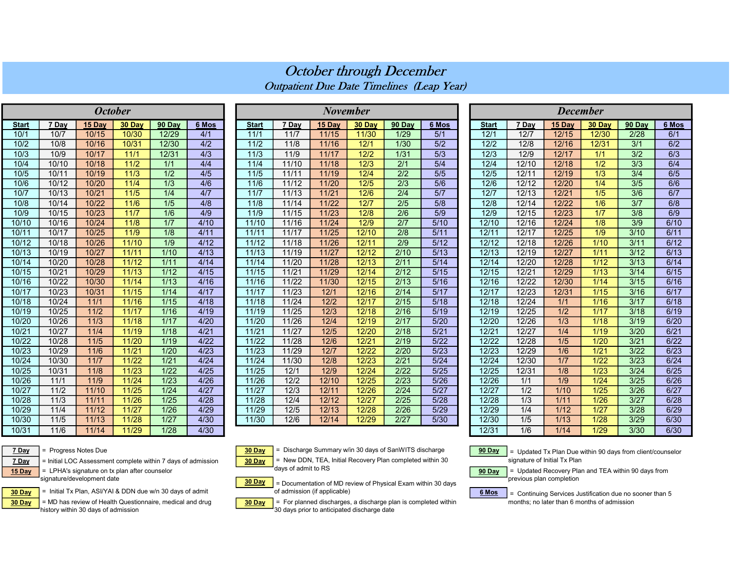# October through December

## Outpatient Due Date Timelines (Leap Year)

### October

| Start | 7 Day | 15 Day | 30 Day | 90 Day | 6 Mos |
|---|---|---|---|---|---|
| 10/1 | 10/7 | 10/15 | 10/30 | 12/29 | 4/1 |
| 10/2 | 10/8 | 10/16 | 10/31 | 12/30 | 4/2 |
| 10/3 | 10/9 | 10/17 | 11/1 | 12/31 | 4/3 |
| 10/4 | 10/10 | 10/18 | 11/2 | 1/1 | 4/4 |
| 10/5 | 10/11 | 10/19 | 11/3 | 1/2 | 4/5 |
| 10/6 | 10/12 | 10/20 | 11/4 | 1/3 | 4/6 |
| 10/7 | 10/13 | 10/21 | 11/5 | 1/4 | 4/7 |
| 10/8 | 10/14 | 10/22 | 11/6 | 1/5 | 4/8 |
| 10/9 | 10/15 | 10/23 | 11/7 | 1/6 | 4/9 |
| 10/10 | 10/16 | 10/24 | 11/8 | 1/7 | 4/10 |
| 10/11 | 10/17 | 10/25 | 11/9 | 1/8 | 4/11 |
| 10/12 | 10/18 | 10/26 | 11/10 | 1/9 | 4/12 |
| 10/13 | 10/19 | 10/27 | 11/11 | 1/10 | 4/13 |
| 10/14 | 10/20 | 10/28 | 11/12 | 1/11 | 4/14 |
| 10/15 | 10/21 | 10/29 | 11/13 | 1/12 | 4/15 |
| 10/16 | 10/22 | 10/30 | 11/14 | 1/13 | 4/16 |
| 10/17 | 10/23 | 10/31 | 11/15 | 1/14 | 4/17 |
| 10/18 | 10/24 | 11/1 | 11/16 | 1/15 | 4/18 |
| 10/19 | 10/25 | 11/2 | 11/17 | 1/16 | 4/19 |
| 10/20 | 10/26 | 11/3 | 11/18 | 1/17 | 4/20 |
| 10/21 | 10/27 | 11/4 | 11/19 | 1/18 | 4/21 |
| 10/22 | 10/28 | 11/5 | 11/20 | 1/19 | 4/22 |
| 10/23 | 10/29 | 11/6 | 11/21 | 1/20 | 4/23 |
| 10/24 | 10/30 | 11/7 | 11/22 | 1/21 | 4/24 |
| 10/25 | 10/31 | 11/8 | 11/23 | 1/22 | 4/25 |
| 10/26 | 11/1 | 11/9 | 11/24 | 1/23 | 4/26 |
| 10/27 | 11/2 | 11/10 | 11/25 | 1/24 | 4/27 |
| 10/28 | 11/3 | 11/11 | 11/26 | 1/25 | 4/28 |
| 10/29 | 11/4 | 11/12 | 11/27 | 1/26 | 4/29 |
| 10/30 | 11/5 | 11/13 | 11/28 | 1/27 | 4/30 |
| 10/31 | 11/6 | 11/14 | 11/29 | 1/28 | 4/30 |

### November

| Start | 7 Day | 15 Day | 30 Day | 90 Day | 6 Mos |
|---|---|---|---|---|---|
| 11/1 | 11/7 | 11/15 | 11/30 | 1/29 | 5/1 |
| 11/2 | 11/8 | 11/16 | 12/1 | 1/30 | 5/2 |
| 11/3 | 11/9 | 11/17 | 12/2 | 1/31 | 5/3 |
| 11/4 | 11/10 | 11/18 | 12/3 | 2/1 | 5/4 |
| 11/5 | 11/11 | 11/19 | 12/4 | 2/2 | 5/5 |
| 11/6 | 11/12 | 11/20 | 12/5 | 2/3 | 5/6 |
| 11/7 | 11/13 | 11/21 | 12/6 | 2/4 | 5/7 |
| 11/8 | 11/14 | 11/22 | 12/7 | 2/5 | 5/8 |
| 11/9 | 11/15 | 11/23 | 12/8 | 2/6 | 5/9 |
| 11/10 | 11/16 | 11/24 | 12/9 | 2/7 | 5/10 |
| 11/11 | 11/17 | 11/25 | 12/10 | 2/8 | 5/11 |
| 11/12 | 11/18 | 11/26 | 12/11 | 2/9 | 5/12 |
| 11/13 | 11/19 | 11/27 | 12/12 | 2/10 | 5/13 |
| 11/14 | 11/20 | 11/28 | 12/13 | 2/11 | 5/14 |
| 11/15 | 11/21 | 11/29 | 12/14 | 2/12 | 5/15 |
| 11/16 | 11/22 | 11/30 | 12/15 | 2/13 | 5/16 |
| 11/17 | 11/23 | 12/1 | 12/16 | 2/14 | 5/17 |
| 11/18 | 11/24 | 12/2 | 12/17 | 2/15 | 5/18 |
| 11/19 | 11/25 | 12/3 | 12/18 | 2/16 | 5/19 |
| 11/20 | 11/26 | 12/4 | 12/19 | 2/17 | 5/20 |
| 11/21 | 11/27 | 12/5 | 12/20 | 2/18 | 5/21 |
| 11/22 | 11/28 | 12/6 | 12/21 | 2/19 | 5/22 |
| 11/23 | 11/29 | 12/7 | 12/22 | 2/20 | 5/23 |
| 11/24 | 11/30 | 12/8 | 12/23 | 2/21 | 5/24 |
| 11/25 | 12/1 | 12/9 | 12/24 | 2/22 | 5/25 |
| 11/26 | 12/2 | 12/10 | 12/25 | 2/23 | 5/26 |
| 11/27 | 12/3 | 12/11 | 12/26 | 2/24 | 5/27 |
| 11/28 | 12/4 | 12/12 | 12/27 | 2/25 | 5/28 |
| 11/29 | 12/5 | 12/13 | 12/28 | 2/26 | 5/29 |
| 11/30 | 12/6 | 12/14 | 12/29 | 2/27 | 5/30 |

### December

| Start | 7 Day | 15 Day | 30 Day | 90 Day | 6 Mos |
|---|---|---|---|---|---|
| 12/1 | 12/7 | 12/15 | 12/30 | 2/28 | 6/1 |
| 12/2 | 12/8 | 12/16 | 12/31 | 3/1 | 6/2 |
| 12/3 | 12/9 | 12/17 | 1/1 | 3/2 | 6/3 |
| 12/4 | 12/10 | 12/18 | 1/2 | 3/3 | 6/4 |
| 12/5 | 12/11 | 12/19 | 1/3 | 3/4 | 6/5 |
| 12/6 | 12/12 | 12/20 | 1/4 | 3/5 | 6/6 |
| 12/7 | 12/13 | 12/21 | 1/5 | 3/6 | 6/7 |
| 12/8 | 12/14 | 12/22 | 1/6 | 3/7 | 6/8 |
| 12/9 | 12/15 | 12/23 | 1/7 | 3/8 | 6/9 |
| 12/10 | 12/16 | 12/24 | 1/8 | 3/9 | 6/10 |
| 12/11 | 12/17 | 12/25 | 1/9 | 3/10 | 6/11 |
| 12/12 | 12/18 | 12/26 | 1/10 | 3/11 | 6/12 |
| 12/13 | 12/19 | 12/27 | 1/11 | 3/12 | 6/13 |
| 12/14 | 12/20 | 12/28 | 1/12 | 3/13 | 6/14 |
| 12/15 | 12/21 | 12/29 | 1/13 | 3/14 | 6/15 |
| 12/16 | 12/22 | 12/30 | 1/14 | 3/15 | 6/16 |
| 12/17 | 12/23 | 12/31 | 1/15 | 3/16 | 6/17 |
| 12/18 | 12/24 | 1/1 | 1/16 | 3/17 | 6/18 |
| 12/19 | 12/25 | 1/2 | 1/17 | 3/18 | 6/19 |
| 12/20 | 12/26 | 1/3 | 1/18 | 3/19 | 6/20 |
| 12/21 | 12/27 | 1/4 | 1/19 | 3/20 | 6/21 |
| 12/22 | 12/28 | 1/5 | 1/20 | 3/21 | 6/22 |
| 12/23 | 12/29 | 1/6 | 1/21 | 3/22 | 6/23 |
| 12/24 | 12/30 | 1/7 | 1/22 | 3/23 | 6/24 |
| 12/25 | 12/31 | 1/8 | 1/23 | 3/24 | 6/25 |
| 12/26 | 1/1 | 1/9 | 1/24 | 3/25 | 6/26 |
| 12/27 | 1/2 | 1/10 | 1/25 | 3/26 | 6/27 |
| 12/28 | 1/3 | 1/11 | 1/26 | 3/27 | 6/28 |
| 12/29 | 1/4 | 1/12 | 1/27 | 3/28 | 6/29 |
| 12/30 | 1/5 | 1/13 | 1/28 | 3/29 | 6/30 |
| 12/31 | 1/6 | 1/14 | 1/29 | 3/30 | 6/30 |

**7 Day** = Progress Notes Due

**7 Day** = Initial LOC Assessment complete within 7 days of admission

**15 Day** = LPHA's signature on tx plan after counselor signature/development date

**30 Day** = Initial Tx Plan, ASI/YAI & DDN due w/n 30 days of admit

**30 Day** = MD has review of Health Questionnaire, medical and drug history within 30 days of admission

**30 Day** = Discharge Summary w/in 30 days of SanWITS discharge

**30 Day** = New DDN, TEA, Initial Recovery Plan completed within 30 days of admit to RS

**30 Day** = Documentation of MD review of Physical Exam within 30 days of admission (if applicable)

**30 Day** = For planned discharges, a discharge plan is completed within 30 days prior to anticipated discharge date

**90 Day** = Updated Tx Plan Due within 90 days from client/counselor signature of Initial Tx Plan

**90 Day** = Updated Recovery Plan and TEA within 90 days from previous plan completion

**6 Mos** = Continuing Services Justification due no sooner than 5 months; no later than 6 months of admission